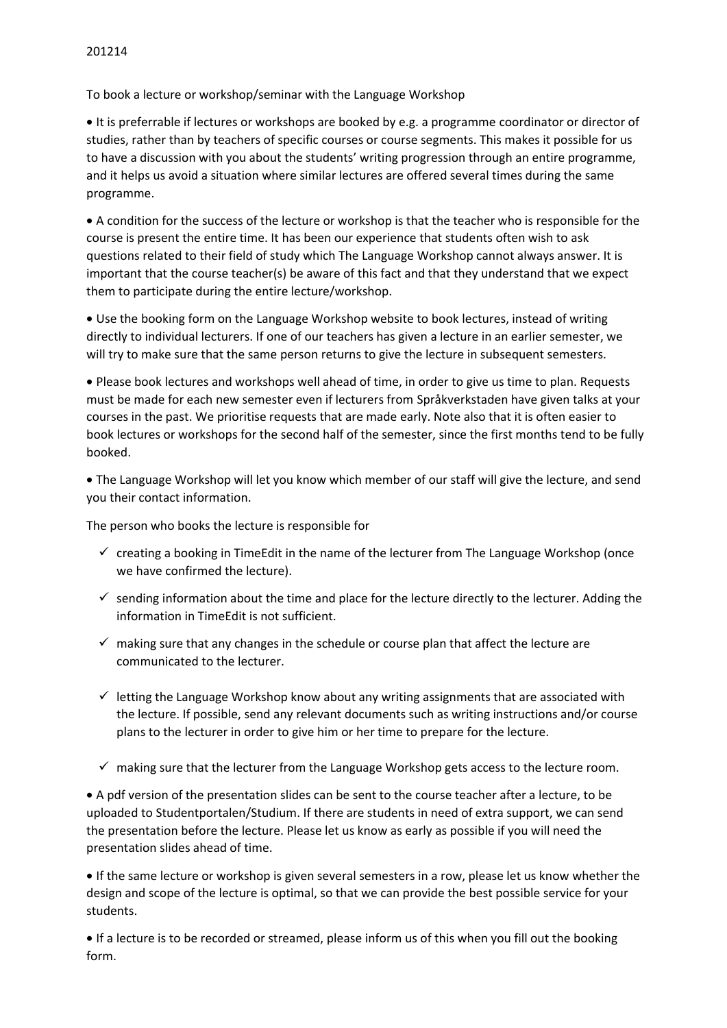201214

To book a lecture or workshop/seminar with the Language Workshop

- It is preferrable if lectures or workshops are booked by e.g. a programme coordinator or director of studies, rather than by teachers of specific courses or course segments. This makes it possible for us to have a discussion with you about the students' writing progression through an entire programme, and it helps us avoid a situation where similar lectures are offered several times during the same programme.

- A condition for the success of the lecture or workshop is that the teacher who is responsible for the course is present the entire time. It has been our experience that students often wish to ask questions related to their field of study which The Language Workshop cannot always answer. It is important that the course teacher(s) be aware of this fact and that they understand that we expect them to participate during the entire lecture/workshop.

- Use the booking form on the Language Workshop website to book lectures, instead of writing directly to individual lecturers. If one of our teachers has given a lecture in an earlier semester, we will try to make sure that the same person returns to give the lecture in subsequent semesters.

- Please book lectures and workshops well ahead of time, in order to give us time to plan. Requests must be made for each new semester even if lecturers from Språkverkstaden have given talks at your courses in the past. We prioritise requests that are made early. Note also that it is often easier to book lectures or workshops for the second half of the semester, since the first months tend to be fully booked.

- The Language Workshop will let you know which member of our staff will give the lecture, and send you their contact information.

The person who books the lecture is responsible for

- ✓ creating a booking in TimeEdit in the name of the lecturer from The Language Workshop (once we have confirmed the lecture).
- ✓ sending information about the time and place for the lecture directly to the lecturer. Adding the information in TimeEdit is not sufficient.
- ✓ making sure that any changes in the schedule or course plan that affect the lecture are communicated to the lecturer.
- ✓ letting the Language Workshop know about any writing assignments that are associated with the lecture. If possible, send any relevant documents such as writing instructions and/or course plans to the lecturer in order to give him or her time to prepare for the lecture.
- ✓ making sure that the lecturer from the Language Workshop gets access to the lecture room.

- A pdf version of the presentation slides can be sent to the course teacher after a lecture, to be uploaded to Studentportalen/Studium. If there are students in need of extra support, we can send the presentation before the lecture. Please let us know as early as possible if you will need the presentation slides ahead of time.

- If the same lecture or workshop is given several semesters in a row, please let us know whether the design and scope of the lecture is optimal, so that we can provide the best possible service for your students.

- If a lecture is to be recorded or streamed, please inform us of this when you fill out the booking form.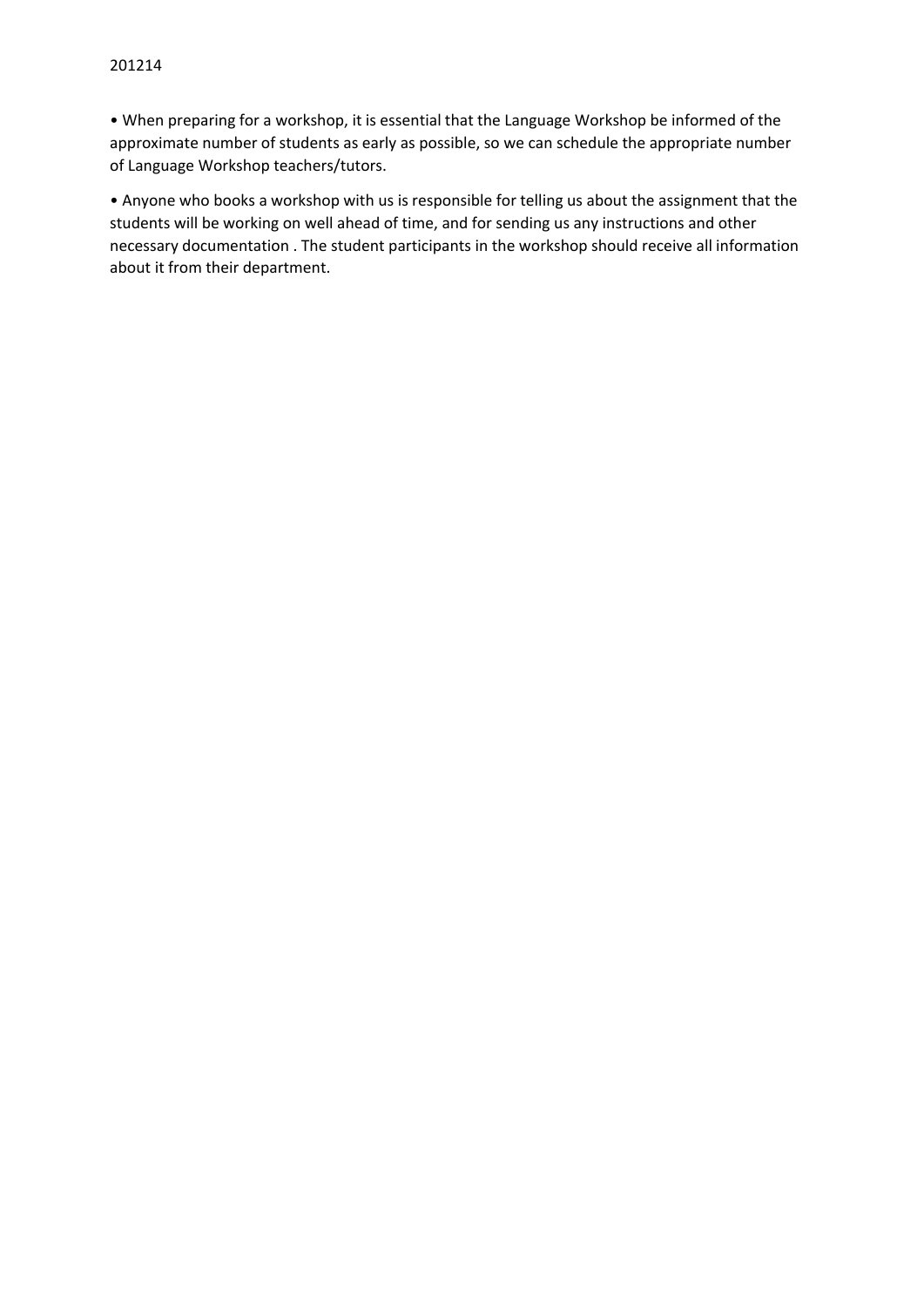• When preparing for a workshop, it is essential that the Language Workshop be informed of the approximate number of students as early as possible, so we can schedule the appropriate number of Language Workshop teachers/tutors.

• Anyone who books a workshop with us is responsible for telling us about the assignment that the students will be working on well ahead of time, and for sending us any instructions and other necessary documentation . The student participants in the workshop should receive all information about it from their department.